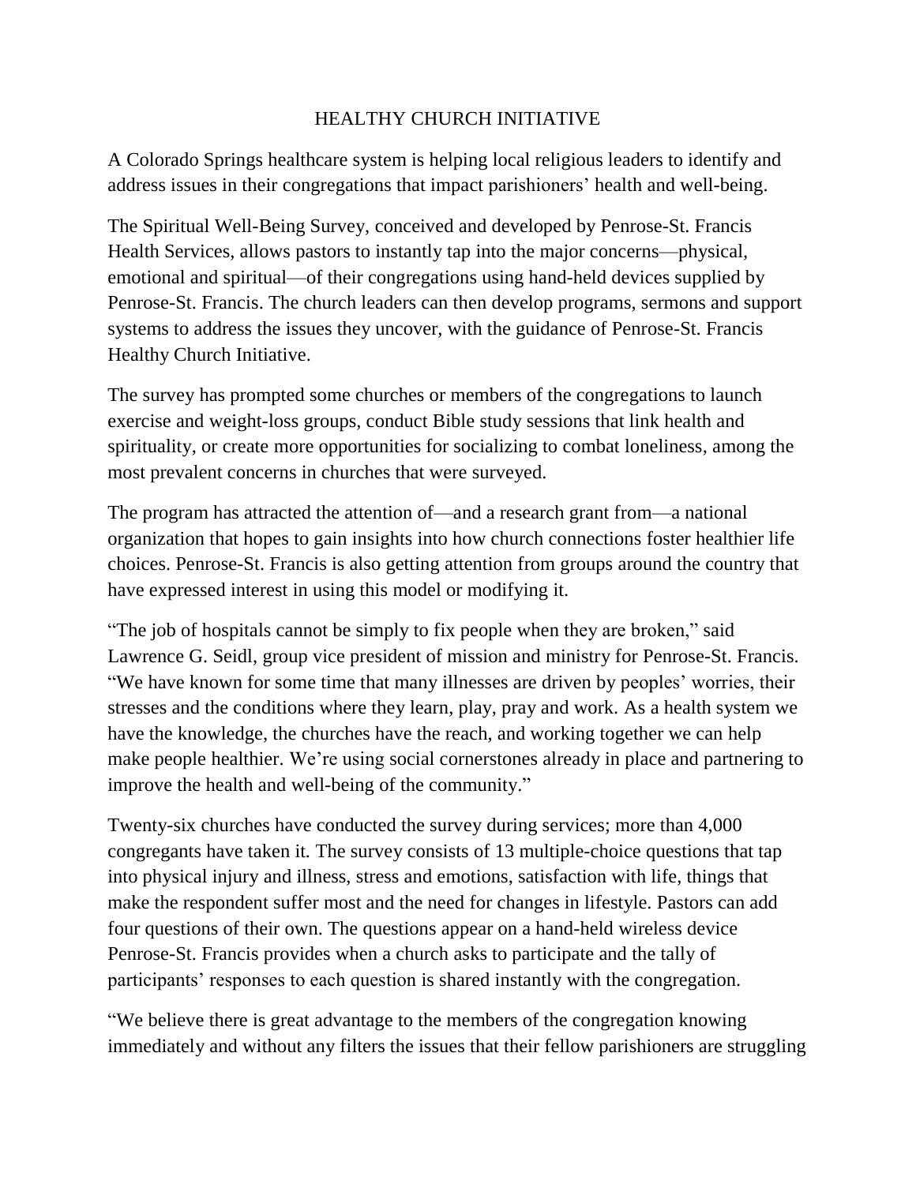# HEALTHY CHURCH INITIATIVE

A Colorado Springs healthcare system is helping local religious leaders to identify and address issues in their congregations that impact parishioners' health and well-being.

The Spiritual Well-Being Survey, conceived and developed by Penrose-St. Francis Health Services, allows pastors to instantly tap into the major concerns—physical, emotional and spiritual—of their congregations using hand-held devices supplied by Penrose-St. Francis. The church leaders can then develop programs, sermons and support systems to address the issues they uncover, with the guidance of Penrose-St. Francis Healthy Church Initiative.

The survey has prompted some churches or members of the congregations to launch exercise and weight-loss groups, conduct Bible study sessions that link health and spirituality, or create more opportunities for socializing to combat loneliness, among the most prevalent concerns in churches that were surveyed.

The program has attracted the attention of—and a research grant from—a national organization that hopes to gain insights into how church connections foster healthier life choices. Penrose-St. Francis is also getting attention from groups around the country that have expressed interest in using this model or modifying it.

"The job of hospitals cannot be simply to fix people when they are broken," said Lawrence G. Seidl, group vice president of mission and ministry for Penrose-St. Francis. "We have known for some time that many illnesses are driven by peoples' worries, their stresses and the conditions where they learn, play, pray and work. As a health system we have the knowledge, the churches have the reach, and working together we can help make people healthier. We're using social cornerstones already in place and partnering to improve the health and well-being of the community."

Twenty-six churches have conducted the survey during services; more than 4,000 congregants have taken it. The survey consists of 13 multiple-choice questions that tap into physical injury and illness, stress and emotions, satisfaction with life, things that make the respondent suffer most and the need for changes in lifestyle. Pastors can add four questions of their own. The questions appear on a hand-held wireless device Penrose-St. Francis provides when a church asks to participate and the tally of participants' responses to each question is shared instantly with the congregation.

"We believe there is great advantage to the members of the congregation knowing immediately and without any filters the issues that their fellow parishioners are struggling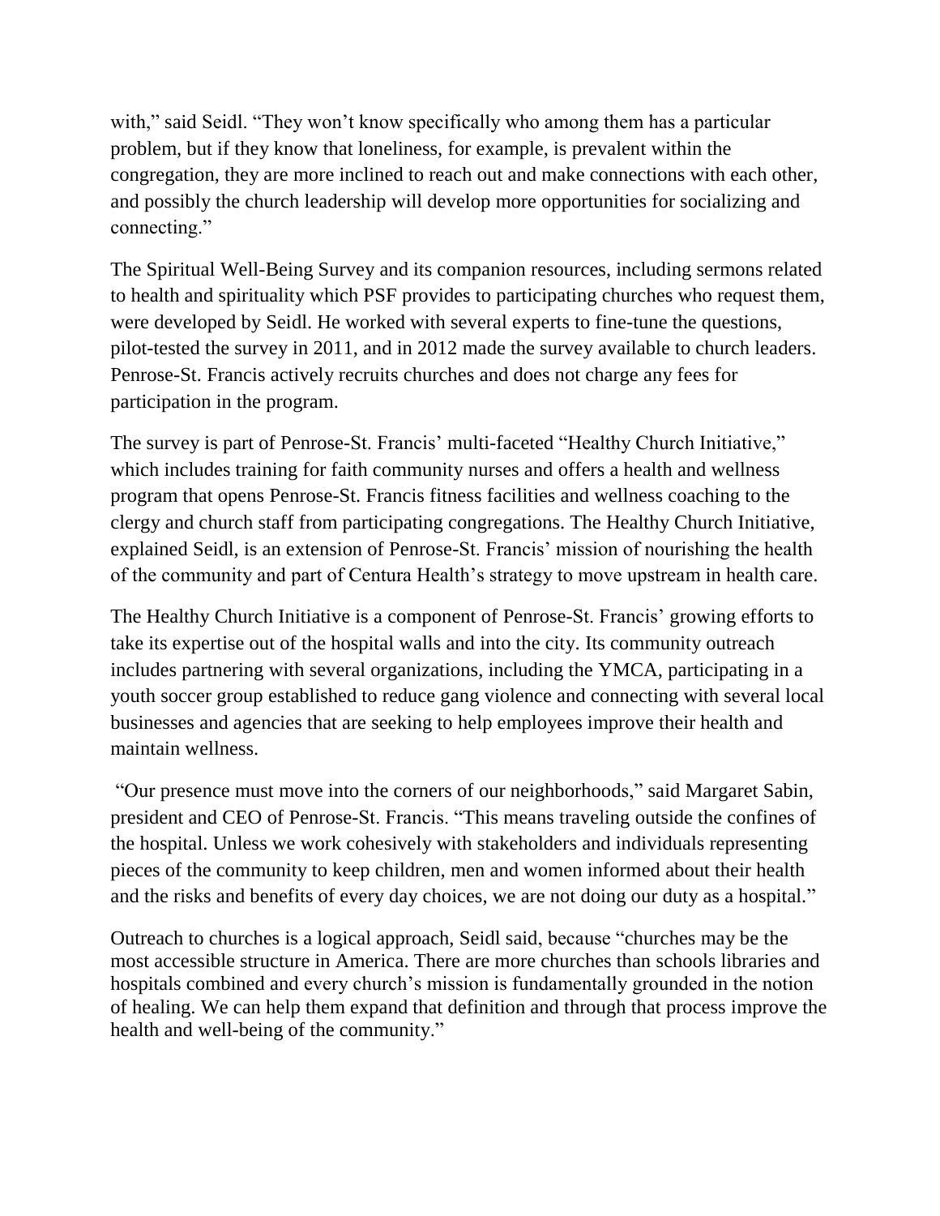with," said Seidl. "They won't know specifically who among them has a particular problem, but if they know that loneliness, for example, is prevalent within the congregation, they are more inclined to reach out and make connections with each other, and possibly the church leadership will develop more opportunities for socializing and connecting."

The Spiritual Well-Being Survey and its companion resources, including sermons related to health and spirituality which PSF provides to participating churches who request them, were developed by Seidl. He worked with several experts to fine-tune the questions, pilot-tested the survey in 2011, and in 2012 made the survey available to church leaders. Penrose-St. Francis actively recruits churches and does not charge any fees for participation in the program.

The survey is part of Penrose-St. Francis' multi-faceted "Healthy Church Initiative," which includes training for faith community nurses and offers a health and wellness program that opens Penrose-St. Francis fitness facilities and wellness coaching to the clergy and church staff from participating congregations. The Healthy Church Initiative, explained Seidl, is an extension of Penrose-St. Francis' mission of nourishing the health of the community and part of Centura Health's strategy to move upstream in health care.

The Healthy Church Initiative is a component of Penrose-St. Francis' growing efforts to take its expertise out of the hospital walls and into the city. Its community outreach includes partnering with several organizations, including the YMCA, participating in a youth soccer group established to reduce gang violence and connecting with several local businesses and agencies that are seeking to help employees improve their health and maintain wellness.

"Our presence must move into the corners of our neighborhoods," said Margaret Sabin, president and CEO of Penrose-St. Francis. "This means traveling outside the confines of the hospital. Unless we work cohesively with stakeholders and individuals representing pieces of the community to keep children, men and women informed about their health and the risks and benefits of every day choices, we are not doing our duty as a hospital."

Outreach to churches is a logical approach, Seidl said, because "churches may be the most accessible structure in America. There are more churches than schools libraries and hospitals combined and every church's mission is fundamentally grounded in the notion of healing. We can help them expand that definition and through that process improve the health and well-being of the community."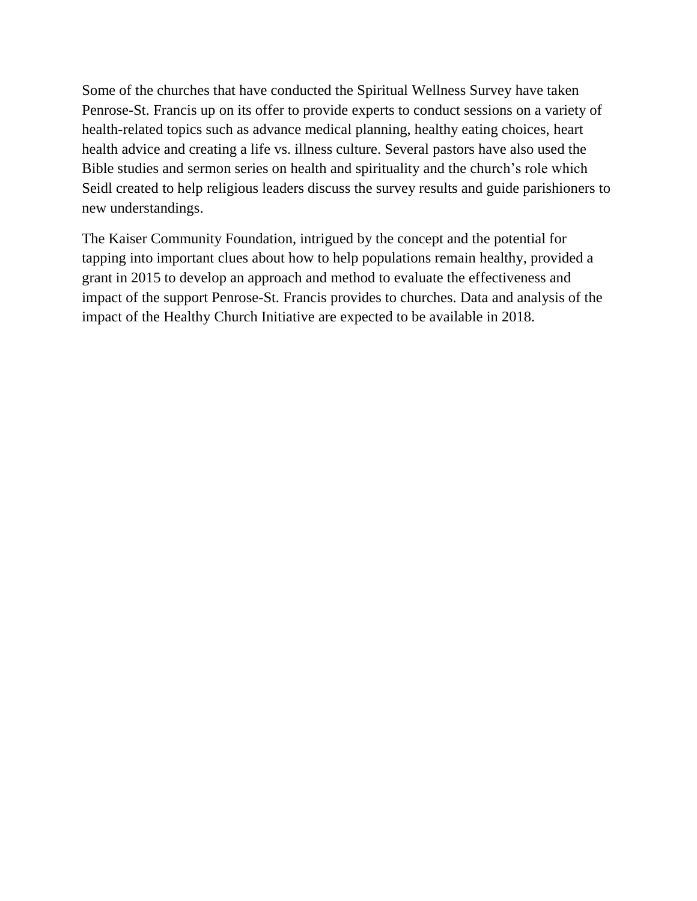Some of the churches that have conducted the Spiritual Wellness Survey have taken Penrose-St. Francis up on its offer to provide experts to conduct sessions on a variety of health-related topics such as advance medical planning, healthy eating choices, heart health advice and creating a life vs. illness culture. Several pastors have also used the Bible studies and sermon series on health and spirituality and the church's role which Seidl created to help religious leaders discuss the survey results and guide parishioners to new understandings.

The Kaiser Community Foundation, intrigued by the concept and the potential for tapping into important clues about how to help populations remain healthy, provided a grant in 2015 to develop an approach and method to evaluate the effectiveness and impact of the support Penrose-St. Francis provides to churches. Data and analysis of the impact of the Healthy Church Initiative are expected to be available in 2018.